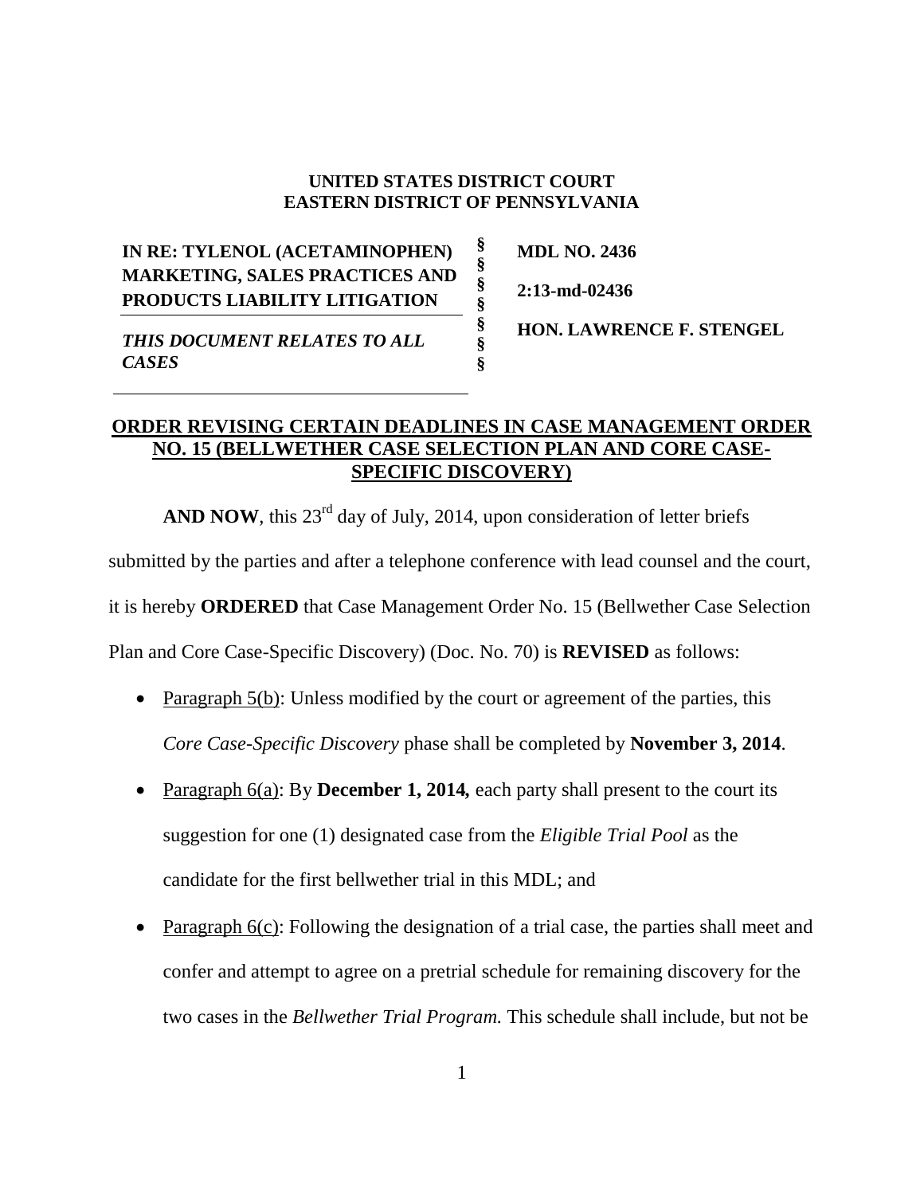**UNITED STATES DISTRICT COURT**
**EASTERN DISTRICT OF PENNSYLVANIA**

| | | |
|---|---|---|
| **IN RE: TYLENOL (ACETAMINOPHEN) MARKETING, SALES PRACTICES AND PRODUCTS LIABILITY LITIGATION** | § | **MDL NO. 2436** |
| | § | **2:13-md-02436** |
| ***THIS DOCUMENT RELATES TO ALL CASES*** | § | **HON. LAWRENCE F. STENGEL** |

## ORDER REVISING CERTAIN DEADLINES IN CASE MANAGEMENT ORDER NO. 15 (BELLWETHER CASE SELECTION PLAN AND CORE CASE-SPECIFIC DISCOVERY)

**AND NOW**, this 23rd day of July, 2014, upon consideration of letter briefs submitted by the parties and after a telephone conference with lead counsel and the court, it is hereby **ORDERED** that Case Management Order No. 15 (Bellwether Case Selection Plan and Core Case-Specific Discovery) (Doc. No. 70) is **REVISED** as follows:

- Paragraph 5(b): Unless modified by the court or agreement of the parties, this *Core Case-Specific Discovery* phase shall be completed by **November 3, 2014**.
- Paragraph 6(a): By **December 1, 2014,** each party shall present to the court its suggestion for one (1) designated case from the *Eligible Trial Pool* as the candidate for the first bellwether trial in this MDL; and
- Paragraph 6(c): Following the designation of a trial case, the parties shall meet and confer and attempt to agree on a pretrial schedule for remaining discovery for the two cases in the *Bellwether Trial Program.* This schedule shall include, but not be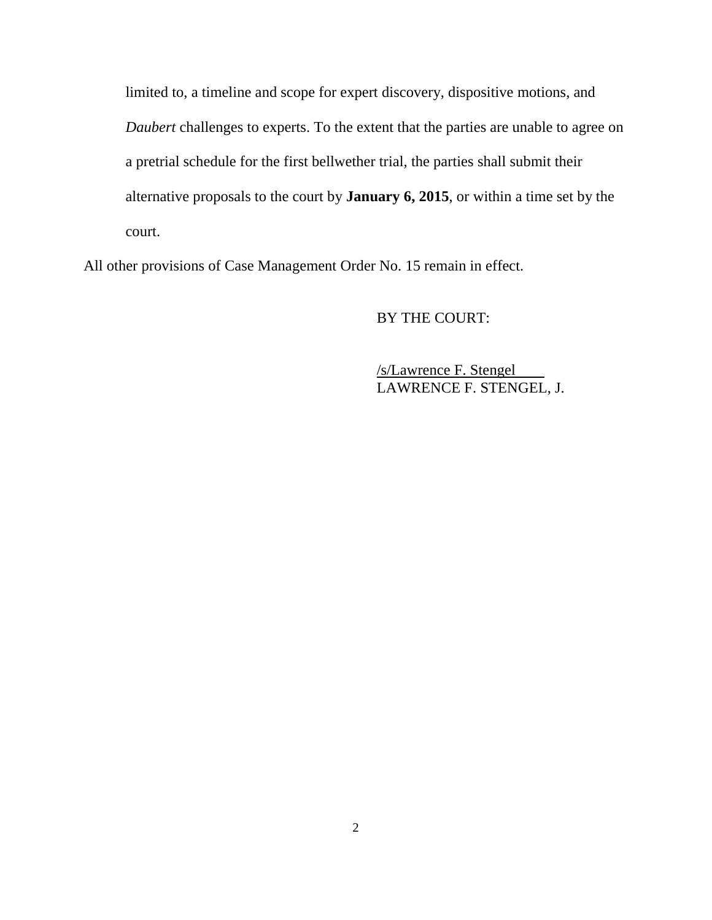limited to, a timeline and scope for expert discovery, dispositive motions, and *Daubert* challenges to experts. To the extent that the parties are unable to agree on a pretrial schedule for the first bellwether trial, the parties shall submit their alternative proposals to the court by **January 6, 2015**, or within a time set by the court.

All other provisions of Case Management Order No. 15 remain in effect.

BY THE COURT:

/s/Lawrence F. Stengel
LAWRENCE F. STENGEL, J.